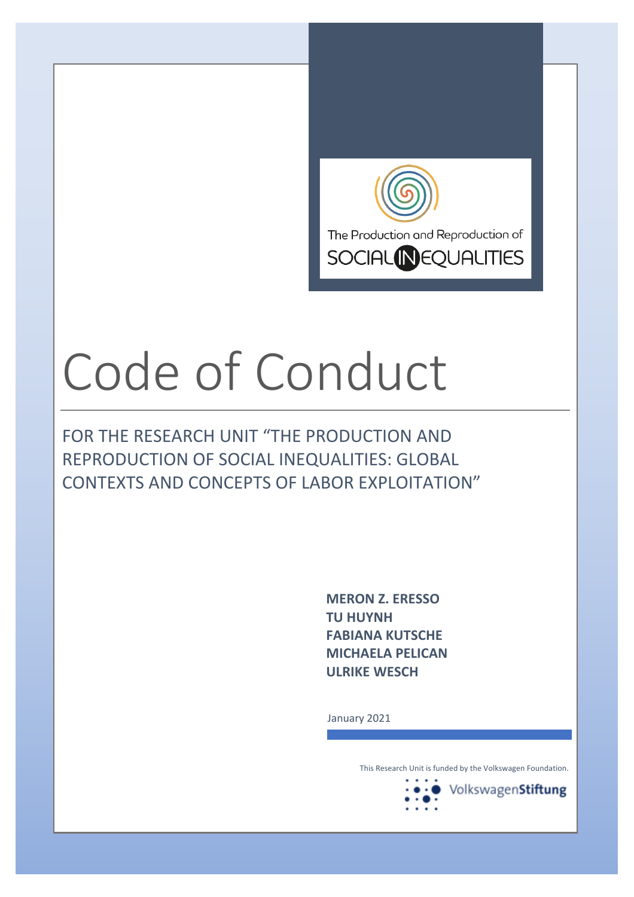The Production and Reproduction of SOCIAL INEQUALITIES

# Code of Conduct

## FOR THE RESEARCH UNIT "THE PRODUCTION AND REPRODUCTION OF SOCIAL INEQUALITIES: GLOBAL CONTEXTS AND CONCEPTS OF LABOR EXPLOITATION"

**MERON Z. ERESSO**
**TU HUYNH**
**FABIANA KUTSCHE**
**MICHAELA PELICAN**
**ULRIKE WESCH**

January 2021

This Research Unit is funded by the Volkswagen Foundation.

VolkswagenStiftung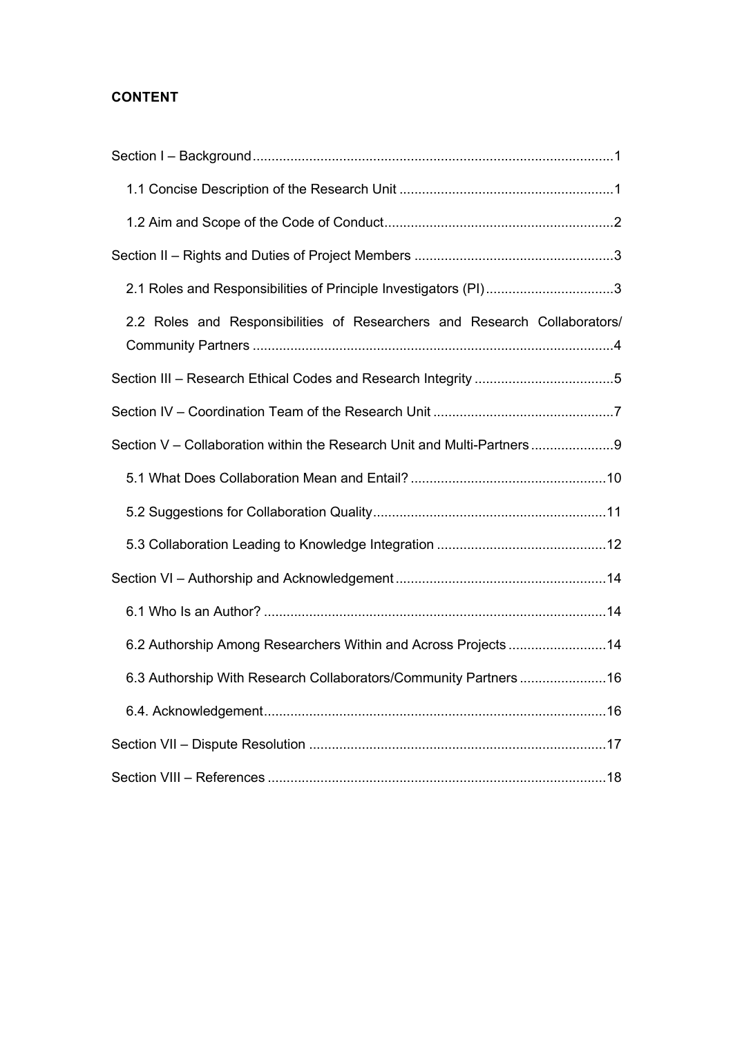**CONTENT**

Section I – Background ........................................................................................1

1.1 Concise Description of the Research Unit ....................................................1

1.2 Aim and Scope of the Code of Conduct........................................................2

Section II – Rights and Duties of Project Members ................................................3

2.1 Roles and Responsibilities of Principle Investigators (PI)...............................3

2.2 Roles and Responsibilities of Researchers and Research Collaborators/ Community Partners ........................................................................................4

Section III – Research Ethical Codes and Research Integrity ..................................5

Section IV – Coordination Team of the Research Unit ...........................................7

Section V – Collaboration within the Research Unit and Multi-Partners ....................9

5.1 What Does Collaboration Mean and Entail? ...............................................10

5.2 Suggestions for Collaboration Quality.........................................................11

5.3 Collaboration Leading to Knowledge Integration .........................................12

Section VI – Authorship and Acknowledgement ....................................................14

6.1 Who Is an Author? ....................................................................................14

6.2 Authorship Among Researchers Within and Across Projects .........................14

6.3 Authorship With Research Collaborators/Community Partners ......................16

6.4. Acknowledgement.....................................................................................16

Section VII – Dispute Resolution .........................................................................17

Section VIII – References ....................................................................................18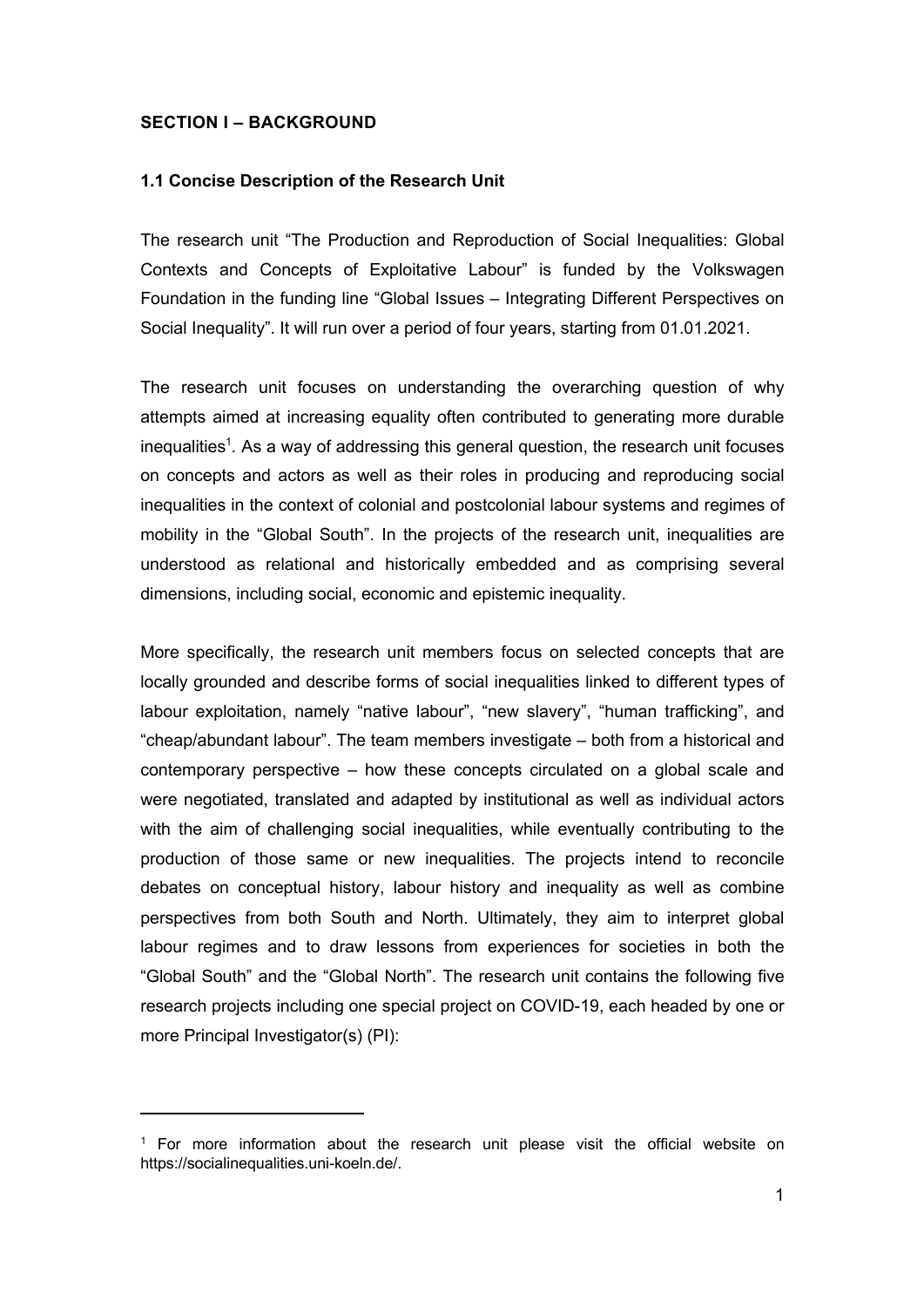## SECTION I – BACKGROUND

### 1.1 Concise Description of the Research Unit

The research unit "The Production and Reproduction of Social Inequalities: Global Contexts and Concepts of Exploitative Labour" is funded by the Volkswagen Foundation in the funding line "Global Issues – Integrating Different Perspectives on Social Inequality". It will run over a period of four years, starting from 01.01.2021.

The research unit focuses on understanding the overarching question of why attempts aimed at increasing equality often contributed to generating more durable inequalities[1]. As a way of addressing this general question, the research unit focuses on concepts and actors as well as their roles in producing and reproducing social inequalities in the context of colonial and postcolonial labour systems and regimes of mobility in the "Global South". In the projects of the research unit, inequalities are understood as relational and historically embedded and as comprising several dimensions, including social, economic and epistemic inequality.

More specifically, the research unit members focus on selected concepts that are locally grounded and describe forms of social inequalities linked to different types of labour exploitation, namely "native labour", "new slavery", "human trafficking", and "cheap/abundant labour". The team members investigate – both from a historical and contemporary perspective – how these concepts circulated on a global scale and were negotiated, translated and adapted by institutional as well as individual actors with the aim of challenging social inequalities, while eventually contributing to the production of those same or new inequalities. The projects intend to reconcile debates on conceptual history, labour history and inequality as well as combine perspectives from both South and North. Ultimately, they aim to interpret global labour regimes and to draw lessons from experiences for societies in both the "Global South" and the "Global North". The research unit contains the following five research projects including one special project on COVID-19, each headed by one or more Principal Investigator(s) (PI):

[1] For more information about the research unit please visit the official website on https://socialinequalities.uni-koeln.de/.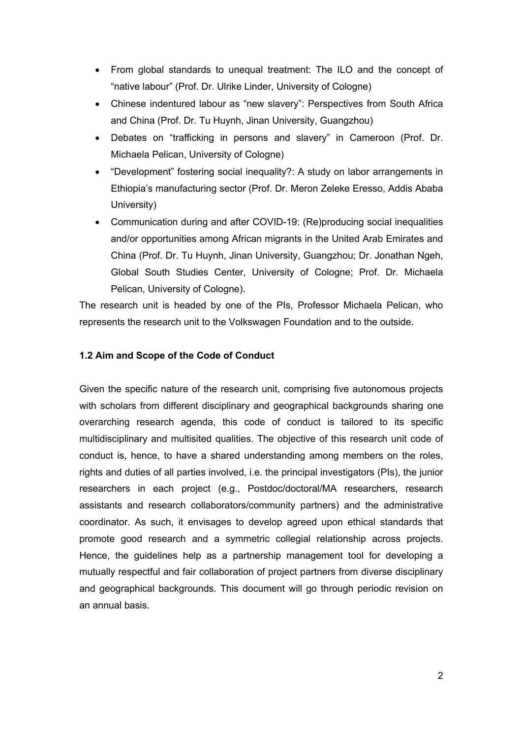- From global standards to unequal treatment: The ILO and the concept of "native labour" (Prof. Dr. Ulrike Linder, University of Cologne)
- Chinese indentured labour as "new slavery": Perspectives from South Africa and China (Prof. Dr. Tu Huynh, Jinan University, Guangzhou)
- Debates on "trafficking in persons and slavery" in Cameroon (Prof. Dr. Michaela Pelican, University of Cologne)
- "Development" fostering social inequality?: A study on labor arrangements in Ethiopia's manufacturing sector (Prof. Dr. Meron Zeleke Eresso, Addis Ababa University)
- Communication during and after COVID-19: (Re)producing social inequalities and/or opportunities among African migrants in the United Arab Emirates and China (Prof. Dr. Tu Huynh, Jinan University, Guangzhou; Dr. Jonathan Ngeh, Global South Studies Center, University of Cologne; Prof. Dr. Michaela Pelican, University of Cologne).

The research unit is headed by one of the PIs, Professor Michaela Pelican, who represents the research unit to the Volkswagen Foundation and to the outside.

### 1.2 Aim and Scope of the Code of Conduct

Given the specific nature of the research unit, comprising five autonomous projects with scholars from different disciplinary and geographical backgrounds sharing one overarching research agenda, this code of conduct is tailored to its specific multidisciplinary and multisited qualities. The objective of this research unit code of conduct is, hence, to have a shared understanding among members on the roles, rights and duties of all parties involved, i.e. the principal investigators (PIs), the junior researchers in each project (e.g., Postdoc/doctoral/MA researchers, research assistants and research collaborators/community partners) and the administrative coordinator. As such, it envisages to develop agreed upon ethical standards that promote good research and a symmetric collegial relationship across projects. Hence, the guidelines help as a partnership management tool for developing a mutually respectful and fair collaboration of project partners from diverse disciplinary and geographical backgrounds. This document will go through periodic revision on an annual basis.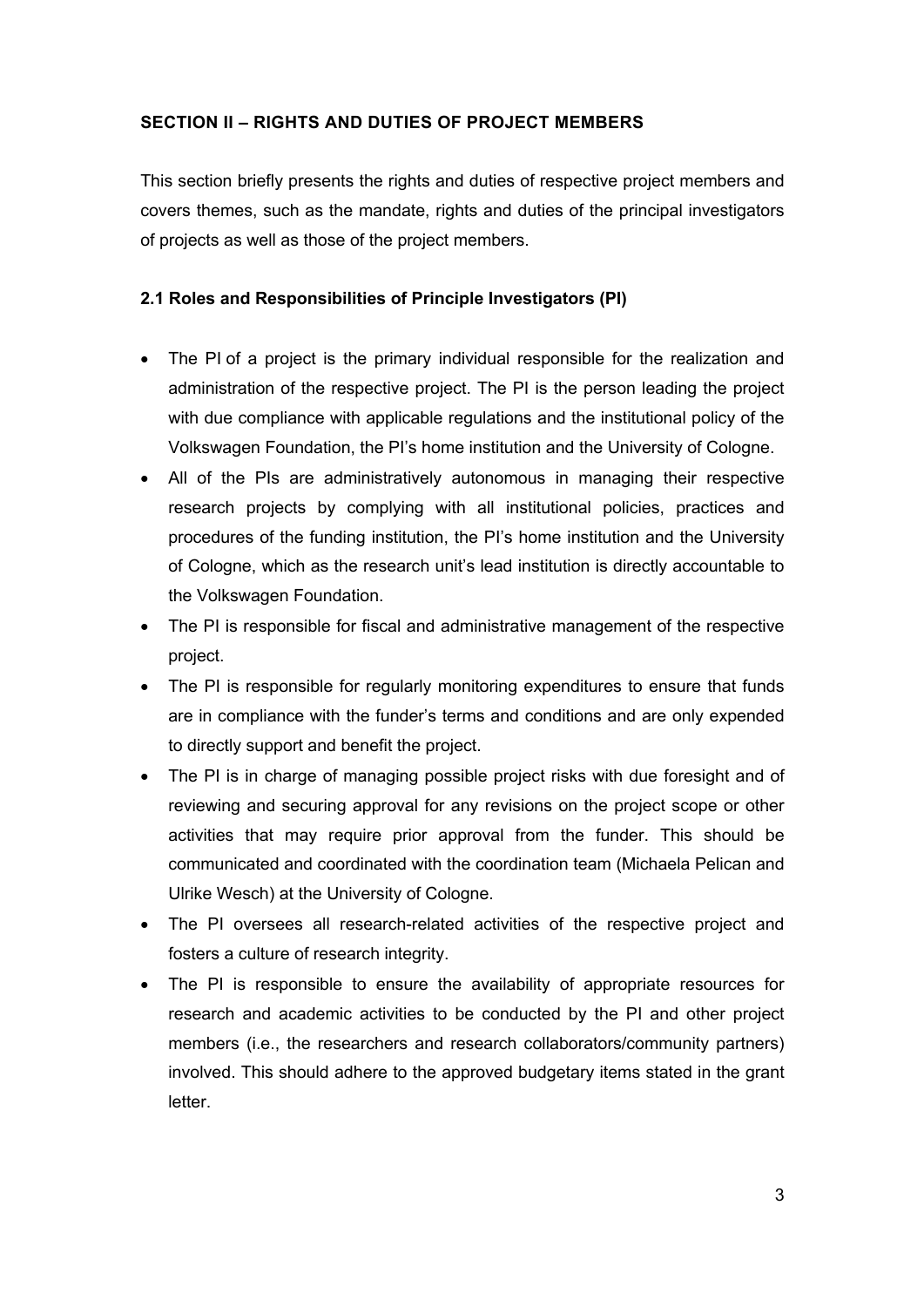## SECTION II – RIGHTS AND DUTIES OF PROJECT MEMBERS

This section briefly presents the rights and duties of respective project members and covers themes, such as the mandate, rights and duties of the principal investigators of projects as well as those of the project members.

### 2.1 Roles and Responsibilities of Principle Investigators (PI)

- The PI of a project is the primary individual responsible for the realization and administration of the respective project. The PI is the person leading the project with due compliance with applicable regulations and the institutional policy of the Volkswagen Foundation, the PI's home institution and the University of Cologne.
- All of the PIs are administratively autonomous in managing their respective research projects by complying with all institutional policies, practices and procedures of the funding institution, the PI's home institution and the University of Cologne, which as the research unit's lead institution is directly accountable to the Volkswagen Foundation.
- The PI is responsible for fiscal and administrative management of the respective project.
- The PI is responsible for regularly monitoring expenditures to ensure that funds are in compliance with the funder's terms and conditions and are only expended to directly support and benefit the project.
- The PI is in charge of managing possible project risks with due foresight and of reviewing and securing approval for any revisions on the project scope or other activities that may require prior approval from the funder. This should be communicated and coordinated with the coordination team (Michaela Pelican and Ulrike Wesch) at the University of Cologne.
- The PI oversees all research-related activities of the respective project and fosters a culture of research integrity.
- The PI is responsible to ensure the availability of appropriate resources for research and academic activities to be conducted by the PI and other project members (i.e., the researchers and research collaborators/community partners) involved. This should adhere to the approved budgetary items stated in the grant letter.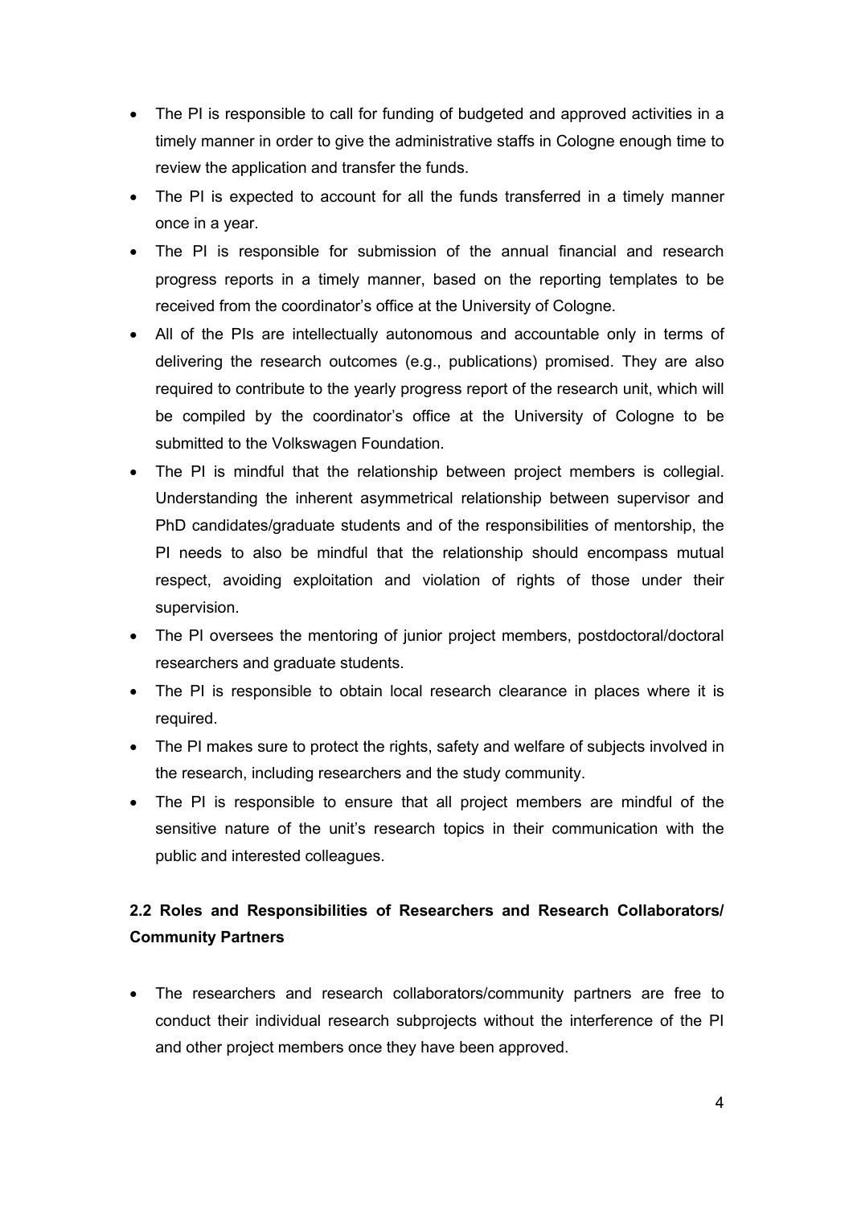- The PI is responsible to call for funding of budgeted and approved activities in a timely manner in order to give the administrative staffs in Cologne enough time to review the application and transfer the funds.
- The PI is expected to account for all the funds transferred in a timely manner once in a year.
- The PI is responsible for submission of the annual financial and research progress reports in a timely manner, based on the reporting templates to be received from the coordinator's office at the University of Cologne.
- All of the PIs are intellectually autonomous and accountable only in terms of delivering the research outcomes (e.g., publications) promised. They are also required to contribute to the yearly progress report of the research unit, which will be compiled by the coordinator's office at the University of Cologne to be submitted to the Volkswagen Foundation.
- The PI is mindful that the relationship between project members is collegial. Understanding the inherent asymmetrical relationship between supervisor and PhD candidates/graduate students and of the responsibilities of mentorship, the PI needs to also be mindful that the relationship should encompass mutual respect, avoiding exploitation and violation of rights of those under their supervision.
- The PI oversees the mentoring of junior project members, postdoctoral/doctoral researchers and graduate students.
- The PI is responsible to obtain local research clearance in places where it is required.
- The PI makes sure to protect the rights, safety and welfare of subjects involved in the research, including researchers and the study community.
- The PI is responsible to ensure that all project members are mindful of the sensitive nature of the unit's research topics in their communication with the public and interested colleagues.

### 2.2 Roles and Responsibilities of Researchers and Research Collaborators/ Community Partners

- The researchers and research collaborators/community partners are free to conduct their individual research subprojects without the interference of the PI and other project members once they have been approved.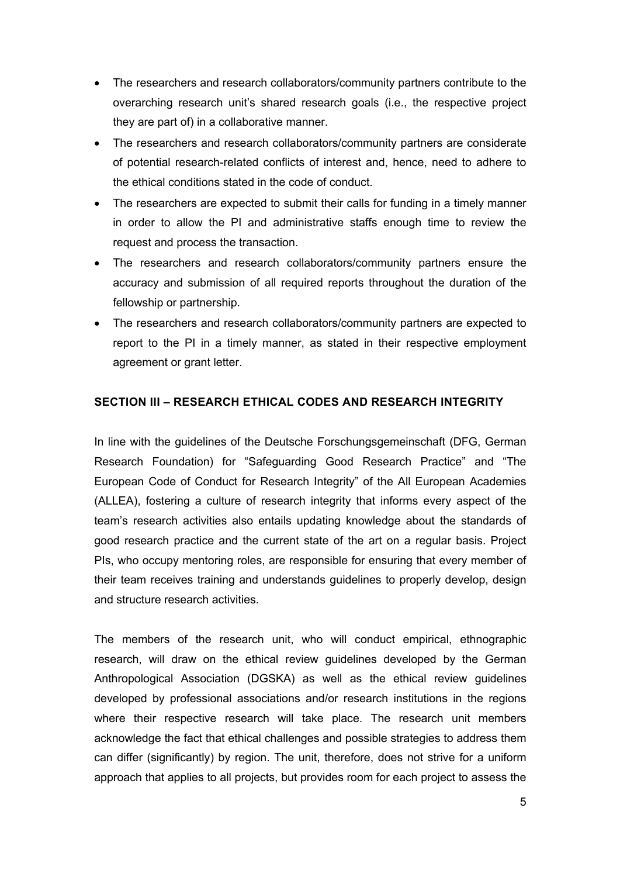- The researchers and research collaborators/community partners contribute to the overarching research unit's shared research goals (i.e., the respective project they are part of) in a collaborative manner.
- The researchers and research collaborators/community partners are considerate of potential research-related conflicts of interest and, hence, need to adhere to the ethical conditions stated in the code of conduct.
- The researchers are expected to submit their calls for funding in a timely manner in order to allow the PI and administrative staffs enough time to review the request and process the transaction.
- The researchers and research collaborators/community partners ensure the accuracy and submission of all required reports throughout the duration of the fellowship or partnership.
- The researchers and research collaborators/community partners are expected to report to the PI in a timely manner, as stated in their respective employment agreement or grant letter.

## SECTION III – RESEARCH ETHICAL CODES AND RESEARCH INTEGRITY

In line with the guidelines of the Deutsche Forschungsgemeinschaft (DFG, German Research Foundation) for "Safeguarding Good Research Practice" and "The European Code of Conduct for Research Integrity" of the All European Academies (ALLEA), fostering a culture of research integrity that informs every aspect of the team's research activities also entails updating knowledge about the standards of good research practice and the current state of the art on a regular basis. Project PIs, who occupy mentoring roles, are responsible for ensuring that every member of their team receives training and understands guidelines to properly develop, design and structure research activities.

The members of the research unit, who will conduct empirical, ethnographic research, will draw on the ethical review guidelines developed by the German Anthropological Association (DGSKA) as well as the ethical review guidelines developed by professional associations and/or research institutions in the regions where their respective research will take place. The research unit members acknowledge the fact that ethical challenges and possible strategies to address them can differ (significantly) by region. The unit, therefore, does not strive for a uniform approach that applies to all projects, but provides room for each project to assess the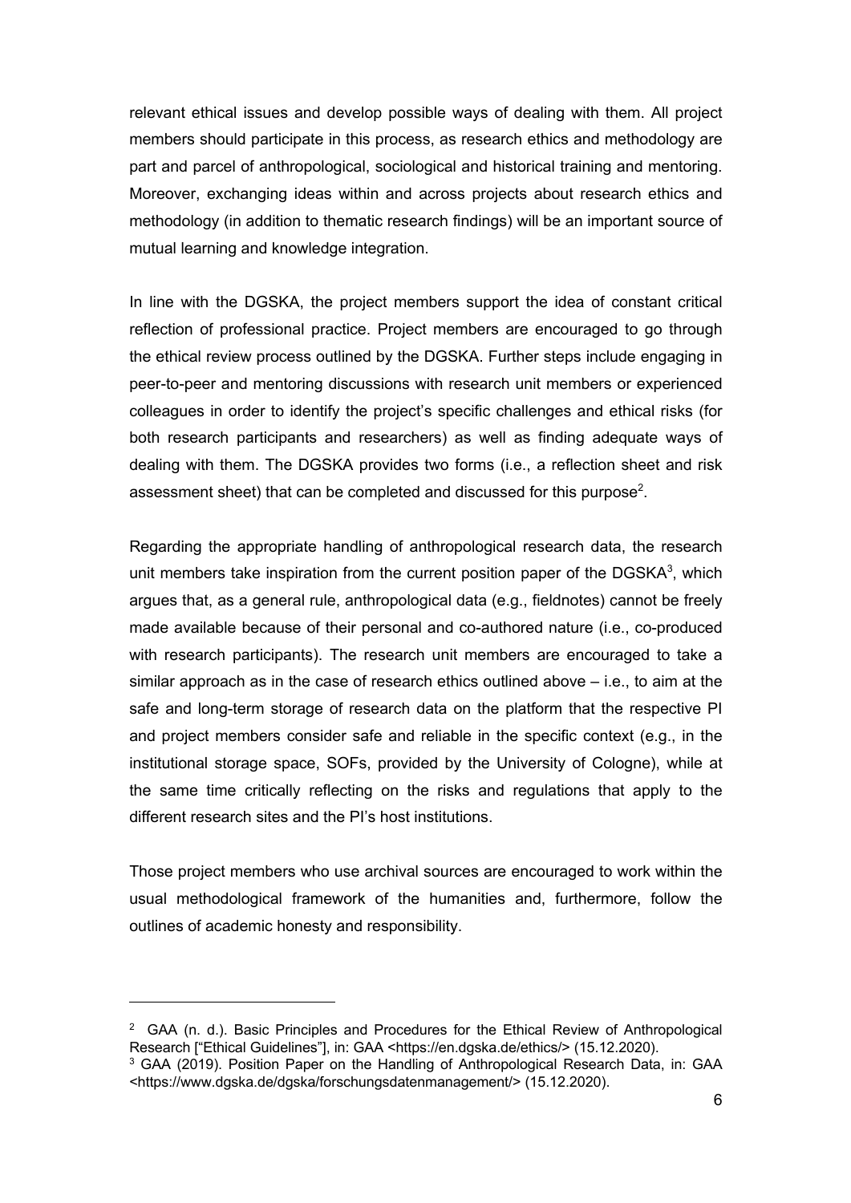relevant ethical issues and develop possible ways of dealing with them. All project members should participate in this process, as research ethics and methodology are part and parcel of anthropological, sociological and historical training and mentoring. Moreover, exchanging ideas within and across projects about research ethics and methodology (in addition to thematic research findings) will be an important source of mutual learning and knowledge integration.

In line with the DGSKA, the project members support the idea of constant critical reflection of professional practice. Project members are encouraged to go through the ethical review process outlined by the DGSKA. Further steps include engaging in peer-to-peer and mentoring discussions with research unit members or experienced colleagues in order to identify the project's specific challenges and ethical risks (for both research participants and researchers) as well as finding adequate ways of dealing with them. The DGSKA provides two forms (i.e., a reflection sheet and risk assessment sheet) that can be completed and discussed for this purpose[2].

Regarding the appropriate handling of anthropological research data, the research unit members take inspiration from the current position paper of the DGSKA[3], which argues that, as a general rule, anthropological data (e.g., fieldnotes) cannot be freely made available because of their personal and co-authored nature (i.e., co-produced with research participants). The research unit members are encouraged to take a similar approach as in the case of research ethics outlined above – i.e., to aim at the safe and long-term storage of research data on the platform that the respective PI and project members consider safe and reliable in the specific context (e.g., in the institutional storage space, SOFs, provided by the University of Cologne), while at the same time critically reflecting on the risks and regulations that apply to the different research sites and the PI's host institutions.

Those project members who use archival sources are encouraged to work within the usual methodological framework of the humanities and, furthermore, follow the outlines of academic honesty and responsibility.

---

[2] GAA (n. d.). Basic Principles and Procedures for the Ethical Review of Anthropological Research ["Ethical Guidelines"], in: GAA <https://en.dgska.de/ethics/> (15.12.2020).

[3] GAA (2019). Position Paper on the Handling of Anthropological Research Data, in: GAA <https://www.dgska.de/dgska/forschungsdatenmanagement/> (15.12.2020).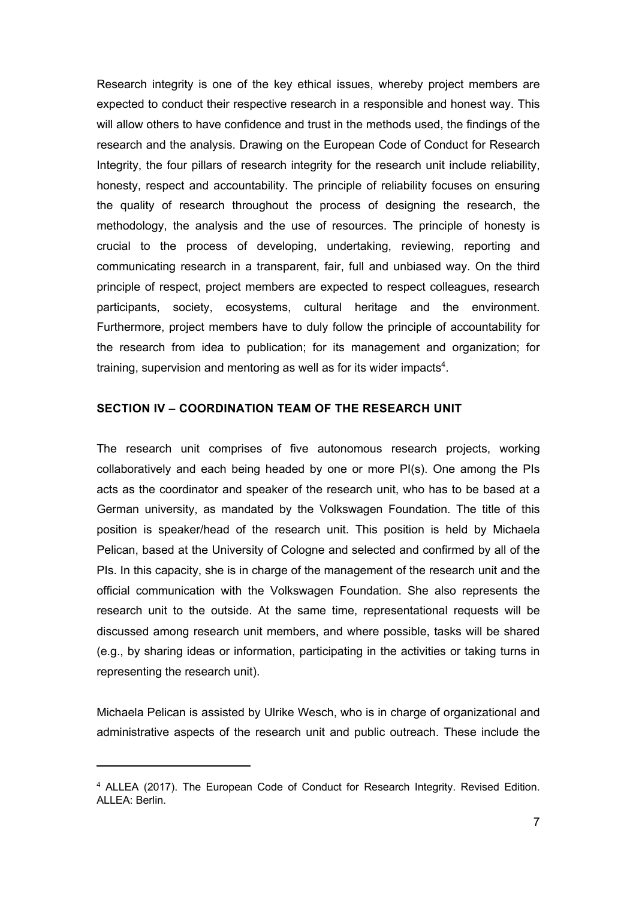Research integrity is one of the key ethical issues, whereby project members are expected to conduct their respective research in a responsible and honest way. This will allow others to have confidence and trust in the methods used, the findings of the research and the analysis. Drawing on the European Code of Conduct for Research Integrity, the four pillars of research integrity for the research unit include reliability, honesty, respect and accountability. The principle of reliability focuses on ensuring the quality of research throughout the process of designing the research, the methodology, the analysis and the use of resources. The principle of honesty is crucial to the process of developing, undertaking, reviewing, reporting and communicating research in a transparent, fair, full and unbiased way. On the third principle of respect, project members are expected to respect colleagues, research participants, society, ecosystems, cultural heritage and the environment. Furthermore, project members have to duly follow the principle of accountability for the research from idea to publication; for its management and organization; for training, supervision and mentoring as well as for its wider impacts[4].

## SECTION IV – COORDINATION TEAM OF THE RESEARCH UNIT

The research unit comprises of five autonomous research projects, working collaboratively and each being headed by one or more PI(s). One among the PIs acts as the coordinator and speaker of the research unit, who has to be based at a German university, as mandated by the Volkswagen Foundation. The title of this position is speaker/head of the research unit. This position is held by Michaela Pelican, based at the University of Cologne and selected and confirmed by all of the PIs. In this capacity, she is in charge of the management of the research unit and the official communication with the Volkswagen Foundation. She also represents the research unit to the outside. At the same time, representational requests will be discussed among research unit members, and where possible, tasks will be shared (e.g., by sharing ideas or information, participating in the activities or taking turns in representing the research unit).

Michaela Pelican is assisted by Ulrike Wesch, who is in charge of organizational and administrative aspects of the research unit and public outreach. These include the

[4] ALLEA (2017). The European Code of Conduct for Research Integrity. Revised Edition. ALLEA: Berlin.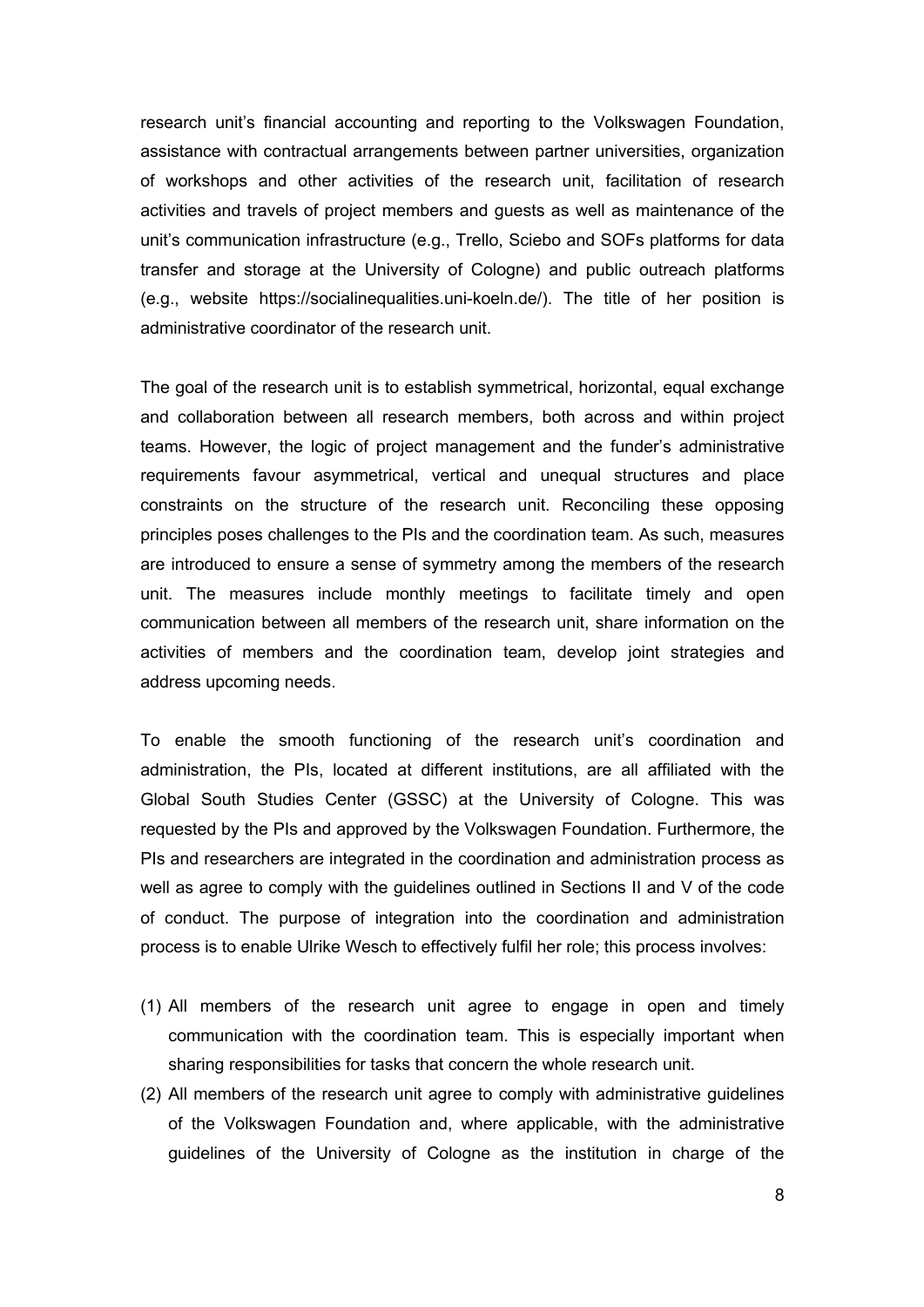research unit's financial accounting and reporting to the Volkswagen Foundation, assistance with contractual arrangements between partner universities, organization of workshops and other activities of the research unit, facilitation of research activities and travels of project members and guests as well as maintenance of the unit's communication infrastructure (e.g., Trello, Sciebo and SOFs platforms for data transfer and storage at the University of Cologne) and public outreach platforms (e.g., website https://socialinequalities.uni-koeln.de/). The title of her position is administrative coordinator of the research unit.

The goal of the research unit is to establish symmetrical, horizontal, equal exchange and collaboration between all research members, both across and within project teams. However, the logic of project management and the funder's administrative requirements favour asymmetrical, vertical and unequal structures and place constraints on the structure of the research unit. Reconciling these opposing principles poses challenges to the PIs and the coordination team. As such, measures are introduced to ensure a sense of symmetry among the members of the research unit. The measures include monthly meetings to facilitate timely and open communication between all members of the research unit, share information on the activities of members and the coordination team, develop joint strategies and address upcoming needs.

To enable the smooth functioning of the research unit's coordination and administration, the PIs, located at different institutions, are all affiliated with the Global South Studies Center (GSSC) at the University of Cologne. This was requested by the PIs and approved by the Volkswagen Foundation. Furthermore, the PIs and researchers are integrated in the coordination and administration process as well as agree to comply with the guidelines outlined in Sections II and V of the code of conduct. The purpose of integration into the coordination and administration process is to enable Ulrike Wesch to effectively fulfil her role; this process involves:

(1) All members of the research unit agree to engage in open and timely communication with the coordination team. This is especially important when sharing responsibilities for tasks that concern the whole research unit.
(2) All members of the research unit agree to comply with administrative guidelines of the Volkswagen Foundation and, where applicable, with the administrative guidelines of the University of Cologne as the institution in charge of the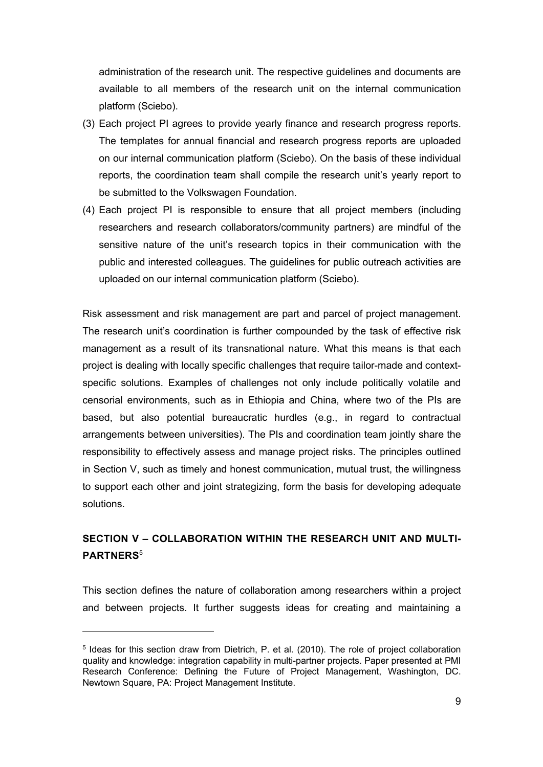administration of the research unit. The respective guidelines and documents are available to all members of the research unit on the internal communication platform (Sciebo).

(3) Each project PI agrees to provide yearly finance and research progress reports. The templates for annual financial and research progress reports are uploaded on our internal communication platform (Sciebo). On the basis of these individual reports, the coordination team shall compile the research unit's yearly report to be submitted to the Volkswagen Foundation.

(4) Each project PI is responsible to ensure that all project members (including researchers and research collaborators/community partners) are mindful of the sensitive nature of the unit's research topics in their communication with the public and interested colleagues. The guidelines for public outreach activities are uploaded on our internal communication platform (Sciebo).

Risk assessment and risk management are part and parcel of project management. The research unit's coordination is further compounded by the task of effective risk management as a result of its transnational nature. What this means is that each project is dealing with locally specific challenges that require tailor-made and context-specific solutions. Examples of challenges not only include politically volatile and censorial environments, such as in Ethiopia and China, where two of the PIs are based, but also potential bureaucratic hurdles (e.g., in regard to contractual arrangements between universities). The PIs and coordination team jointly share the responsibility to effectively assess and manage project risks. The principles outlined in Section V, such as timely and honest communication, mutual trust, the willingness to support each other and joint strategizing, form the basis for developing adequate solutions.

## SECTION V – COLLABORATION WITHIN THE RESEARCH UNIT AND MULTI-PARTNERS[5]

This section defines the nature of collaboration among researchers within a project and between projects. It further suggests ideas for creating and maintaining a

[5] Ideas for this section draw from Dietrich, P. et al. (2010). The role of project collaboration quality and knowledge: integration capability in multi-partner projects. Paper presented at PMI Research Conference: Defining the Future of Project Management, Washington, DC. Newtown Square, PA: Project Management Institute.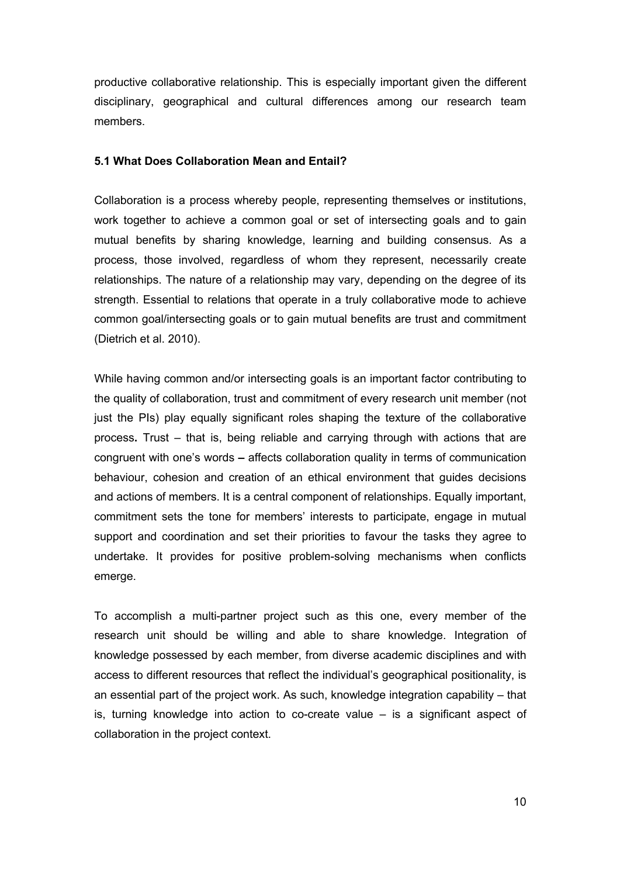productive collaborative relationship. This is especially important given the different disciplinary, geographical and cultural differences among our research team members.

### 5.1 What Does Collaboration Mean and Entail?

Collaboration is a process whereby people, representing themselves or institutions, work together to achieve a common goal or set of intersecting goals and to gain mutual benefits by sharing knowledge, learning and building consensus. As a process, those involved, regardless of whom they represent, necessarily create relationships. The nature of a relationship may vary, depending on the degree of its strength. Essential to relations that operate in a truly collaborative mode to achieve common goal/intersecting goals or to gain mutual benefits are trust and commitment (Dietrich et al. 2010).

While having common and/or intersecting goals is an important factor contributing to the quality of collaboration, trust and commitment of every research unit member (not just the PIs) play equally significant roles shaping the texture of the collaborative process. Trust – that is, being reliable and carrying through with actions that are congruent with one's words – affects collaboration quality in terms of communication behaviour, cohesion and creation of an ethical environment that guides decisions and actions of members. It is a central component of relationships. Equally important, commitment sets the tone for members' interests to participate, engage in mutual support and coordination and set their priorities to favour the tasks they agree to undertake. It provides for positive problem-solving mechanisms when conflicts emerge.

To accomplish a multi-partner project such as this one, every member of the research unit should be willing and able to share knowledge. Integration of knowledge possessed by each member, from diverse academic disciplines and with access to different resources that reflect the individual's geographical positionality, is an essential part of the project work. As such, knowledge integration capability – that is, turning knowledge into action to co-create value – is a significant aspect of collaboration in the project context.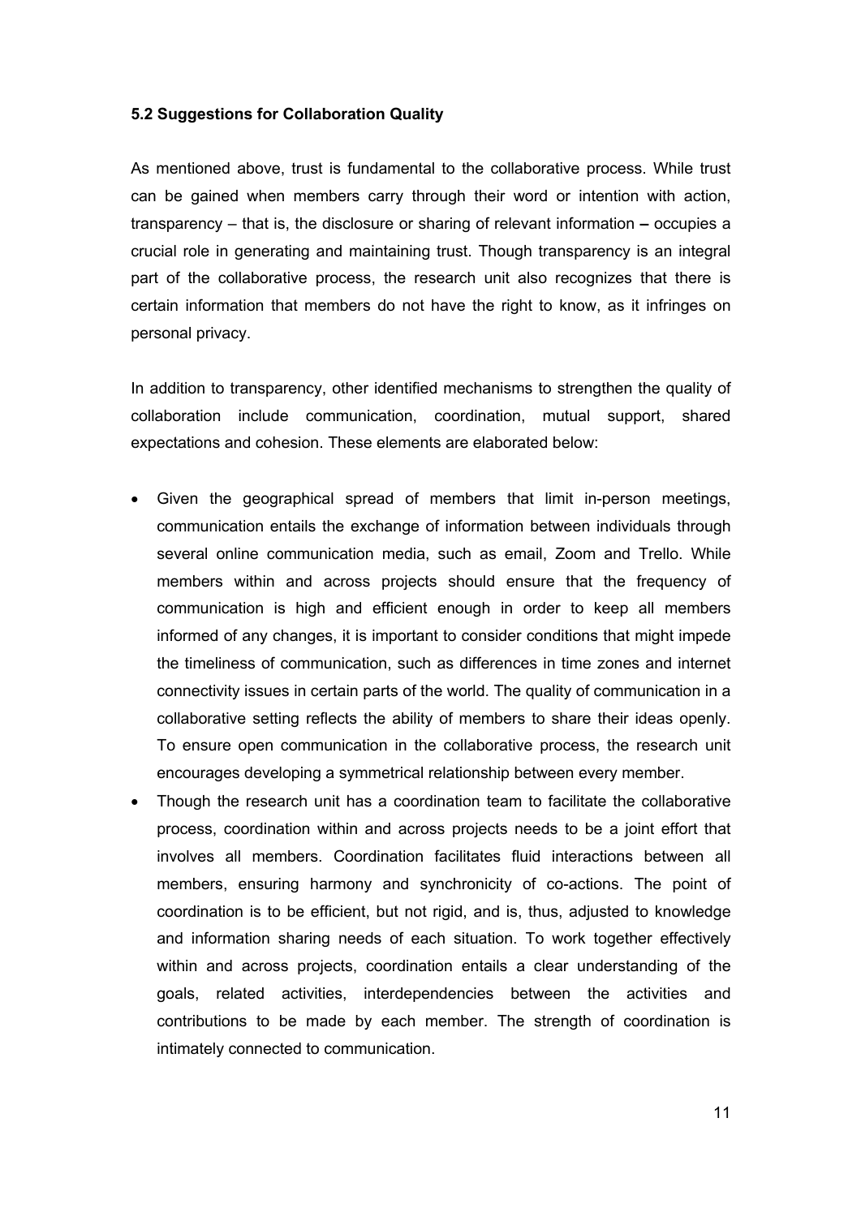### 5.2 Suggestions for Collaboration Quality

As mentioned above, trust is fundamental to the collaborative process. While trust can be gained when members carry through their word or intention with action, transparency – that is, the disclosure or sharing of relevant information **–** occupies a crucial role in generating and maintaining trust. Though transparency is an integral part of the collaborative process, the research unit also recognizes that there is certain information that members do not have the right to know, as it infringes on personal privacy.

In addition to transparency, other identified mechanisms to strengthen the quality of collaboration include communication, coordination, mutual support, shared expectations and cohesion. These elements are elaborated below:

- Given the geographical spread of members that limit in-person meetings, communication entails the exchange of information between individuals through several online communication media, such as email, Zoom and Trello. While members within and across projects should ensure that the frequency of communication is high and efficient enough in order to keep all members informed of any changes, it is important to consider conditions that might impede the timeliness of communication, such as differences in time zones and internet connectivity issues in certain parts of the world. The quality of communication in a collaborative setting reflects the ability of members to share their ideas openly. To ensure open communication in the collaborative process, the research unit encourages developing a symmetrical relationship between every member.
- Though the research unit has a coordination team to facilitate the collaborative process, coordination within and across projects needs to be a joint effort that involves all members. Coordination facilitates fluid interactions between all members, ensuring harmony and synchronicity of co-actions. The point of coordination is to be efficient, but not rigid, and is, thus, adjusted to knowledge and information sharing needs of each situation. To work together effectively within and across projects, coordination entails a clear understanding of the goals, related activities, interdependencies between the activities and contributions to be made by each member. The strength of coordination is intimately connected to communication.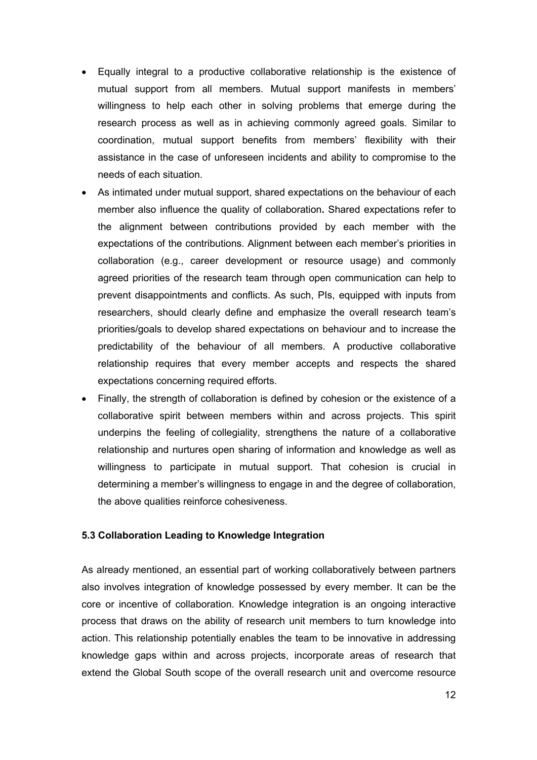- Equally integral to a productive collaborative relationship is the existence of mutual support from all members. Mutual support manifests in members' willingness to help each other in solving problems that emerge during the research process as well as in achieving commonly agreed goals. Similar to coordination, mutual support benefits from members' flexibility with their assistance in the case of unforeseen incidents and ability to compromise to the needs of each situation.
- As intimated under mutual support, shared expectations on the behaviour of each member also influence the quality of collaboration**.** Shared expectations refer to the alignment between contributions provided by each member with the expectations of the contributions. Alignment between each member's priorities in collaboration (e.g., career development or resource usage) and commonly agreed priorities of the research team through open communication can help to prevent disappointments and conflicts. As such, PIs, equipped with inputs from researchers, should clearly define and emphasize the overall research team's priorities/goals to develop shared expectations on behaviour and to increase the predictability of the behaviour of all members. A productive collaborative relationship requires that every member accepts and respects the shared expectations concerning required efforts.
- Finally, the strength of collaboration is defined by cohesion or the existence of a collaborative spirit between members within and across projects. This spirit underpins the feeling of collegiality, strengthens the nature of a collaborative relationship and nurtures open sharing of information and knowledge as well as willingness to participate in mutual support. That cohesion is crucial in determining a member's willingness to engage in and the degree of collaboration, the above qualities reinforce cohesiveness.

### 5.3 Collaboration Leading to Knowledge Integration

As already mentioned, an essential part of working collaboratively between partners also involves integration of knowledge possessed by every member. It can be the core or incentive of collaboration. Knowledge integration is an ongoing interactive process that draws on the ability of research unit members to turn knowledge into action. This relationship potentially enables the team to be innovative in addressing knowledge gaps within and across projects, incorporate areas of research that extend the Global South scope of the overall research unit and overcome resource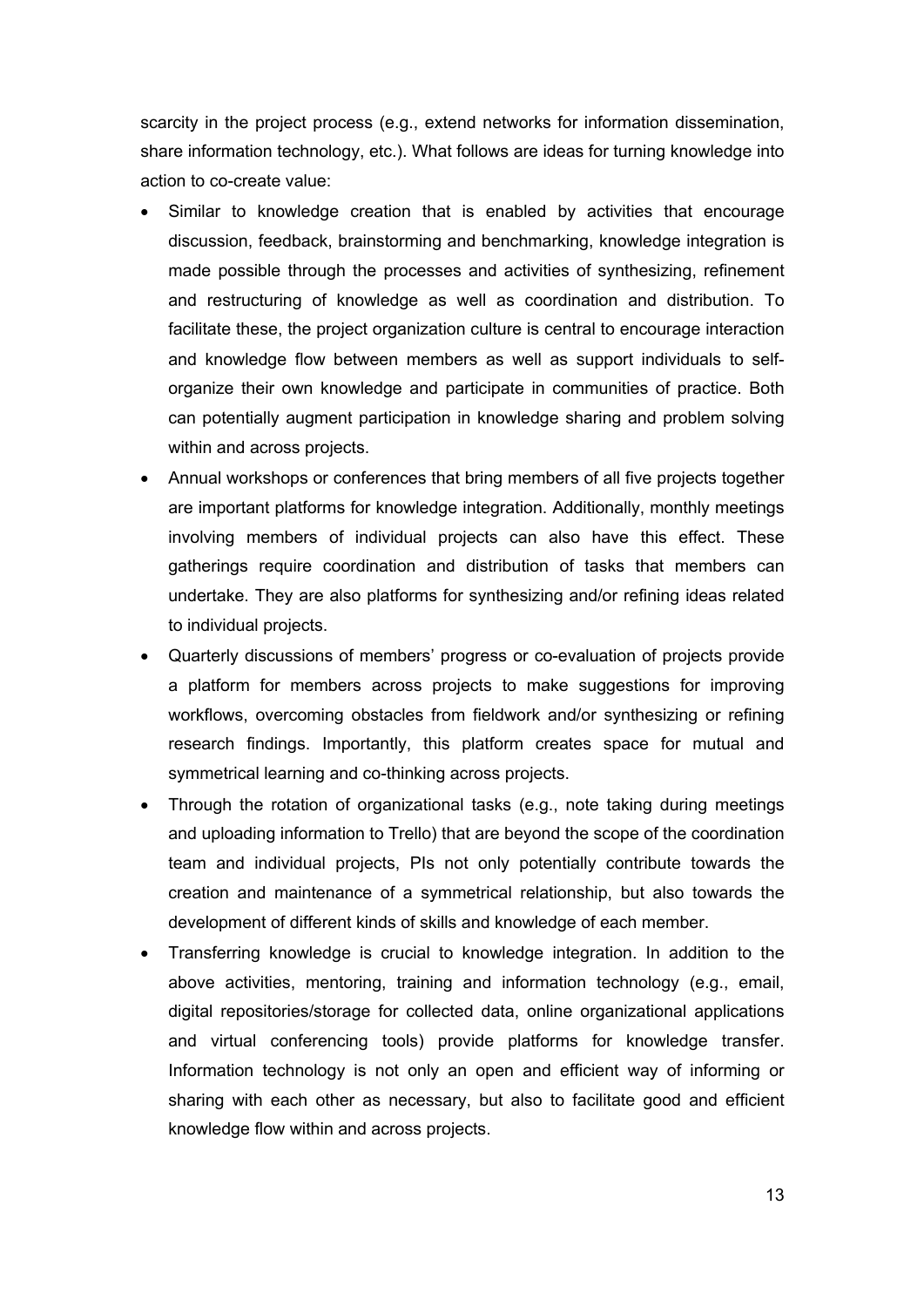scarcity in the project process (e.g., extend networks for information dissemination, share information technology, etc.). What follows are ideas for turning knowledge into action to co-create value:

- Similar to knowledge creation that is enabled by activities that encourage discussion, feedback, brainstorming and benchmarking, knowledge integration is made possible through the processes and activities of synthesizing, refinement and restructuring of knowledge as well as coordination and distribution. To facilitate these, the project organization culture is central to encourage interaction and knowledge flow between members as well as support individuals to self-organize their own knowledge and participate in communities of practice. Both can potentially augment participation in knowledge sharing and problem solving within and across projects.
- Annual workshops or conferences that bring members of all five projects together are important platforms for knowledge integration. Additionally, monthly meetings involving members of individual projects can also have this effect. These gatherings require coordination and distribution of tasks that members can undertake. They are also platforms for synthesizing and/or refining ideas related to individual projects.
- Quarterly discussions of members' progress or co-evaluation of projects provide a platform for members across projects to make suggestions for improving workflows, overcoming obstacles from fieldwork and/or synthesizing or refining research findings. Importantly, this platform creates space for mutual and symmetrical learning and co-thinking across projects.
- Through the rotation of organizational tasks (e.g., note taking during meetings and uploading information to Trello) that are beyond the scope of the coordination team and individual projects, PIs not only potentially contribute towards the creation and maintenance of a symmetrical relationship, but also towards the development of different kinds of skills and knowledge of each member.
- Transferring knowledge is crucial to knowledge integration. In addition to the above activities, mentoring, training and information technology (e.g., email, digital repositories/storage for collected data, online organizational applications and virtual conferencing tools) provide platforms for knowledge transfer. Information technology is not only an open and efficient way of informing or sharing with each other as necessary, but also to facilitate good and efficient knowledge flow within and across projects.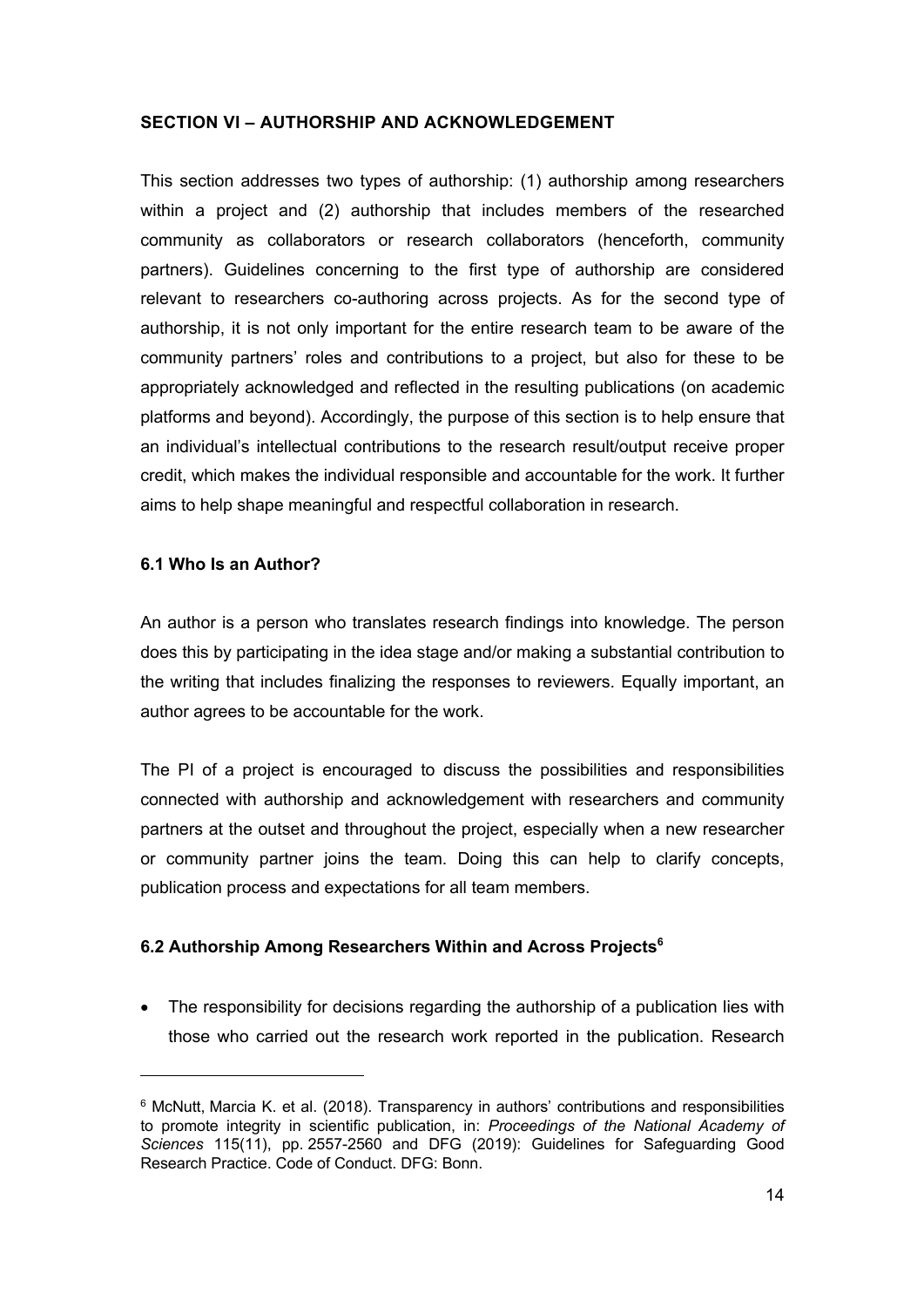## SECTION VI – AUTHORSHIP AND ACKNOWLEDGEMENT

This section addresses two types of authorship: (1) authorship among researchers within a project and (2) authorship that includes members of the researched community as collaborators or research collaborators (henceforth, community partners). Guidelines concerning to the first type of authorship are considered relevant to researchers co-authoring across projects. As for the second type of authorship, it is not only important for the entire research team to be aware of the community partners' roles and contributions to a project, but also for these to be appropriately acknowledged and reflected in the resulting publications (on academic platforms and beyond). Accordingly, the purpose of this section is to help ensure that an individual's intellectual contributions to the research result/output receive proper credit, which makes the individual responsible and accountable for the work. It further aims to help shape meaningful and respectful collaboration in research.

### 6.1 Who Is an Author?

An author is a person who translates research findings into knowledge. The person does this by participating in the idea stage and/or making a substantial contribution to the writing that includes finalizing the responses to reviewers. Equally important, an author agrees to be accountable for the work.

The PI of a project is encouraged to discuss the possibilities and responsibilities connected with authorship and acknowledgement with researchers and community partners at the outset and throughout the project, especially when a new researcher or community partner joins the team. Doing this can help to clarify concepts, publication process and expectations for all team members.

### 6.2 Authorship Among Researchers Within and Across Projects[6]

- The responsibility for decisions regarding the authorship of a publication lies with those who carried out the research work reported in the publication. Research

[6] McNutt, Marcia K. et al. (2018). Transparency in authors' contributions and responsibilities to promote integrity in scientific publication, in: *Proceedings of the National Academy of Sciences* 115(11), pp. 2557-2560 and DFG (2019): Guidelines for Safeguarding Good Research Practice. Code of Conduct. DFG: Bonn.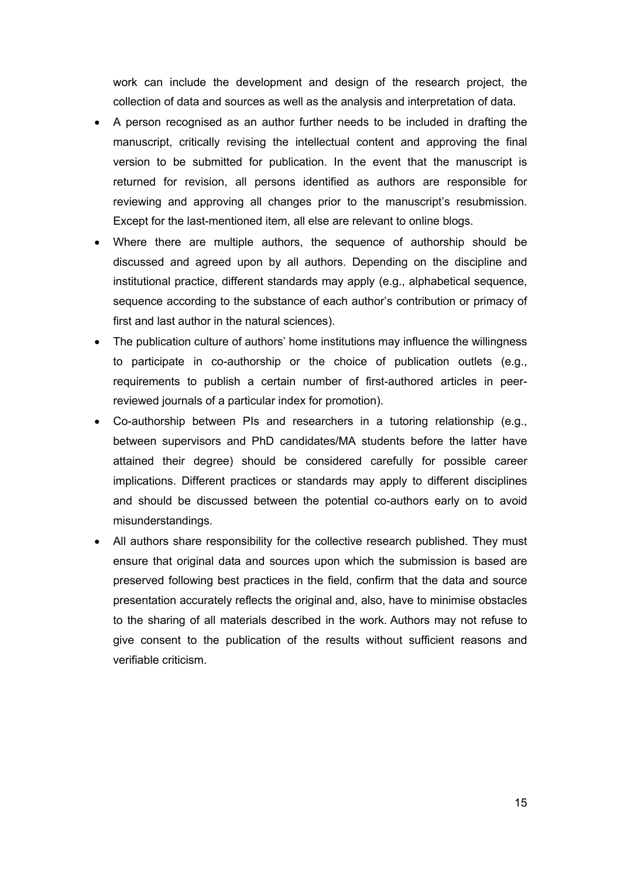work can include the development and design of the research project, the collection of data and sources as well as the analysis and interpretation of data.

- A person recognised as an author further needs to be included in drafting the manuscript, critically revising the intellectual content and approving the final version to be submitted for publication. In the event that the manuscript is returned for revision, all persons identified as authors are responsible for reviewing and approving all changes prior to the manuscript's resubmission. Except for the last-mentioned item, all else are relevant to online blogs.
- Where there are multiple authors, the sequence of authorship should be discussed and agreed upon by all authors. Depending on the discipline and institutional practice, different standards may apply (e.g., alphabetical sequence, sequence according to the substance of each author's contribution or primacy of first and last author in the natural sciences).
- The publication culture of authors' home institutions may influence the willingness to participate in co-authorship or the choice of publication outlets (e.g., requirements to publish a certain number of first-authored articles in peer-reviewed journals of a particular index for promotion).
- Co-authorship between PIs and researchers in a tutoring relationship (e.g., between supervisors and PhD candidates/MA students before the latter have attained their degree) should be considered carefully for possible career implications. Different practices or standards may apply to different disciplines and should be discussed between the potential co-authors early on to avoid misunderstandings.
- All authors share responsibility for the collective research published. They must ensure that original data and sources upon which the submission is based are preserved following best practices in the field, confirm that the data and source presentation accurately reflects the original and, also, have to minimise obstacles to the sharing of all materials described in the work. Authors may not refuse to give consent to the publication of the results without sufficient reasons and verifiable criticism.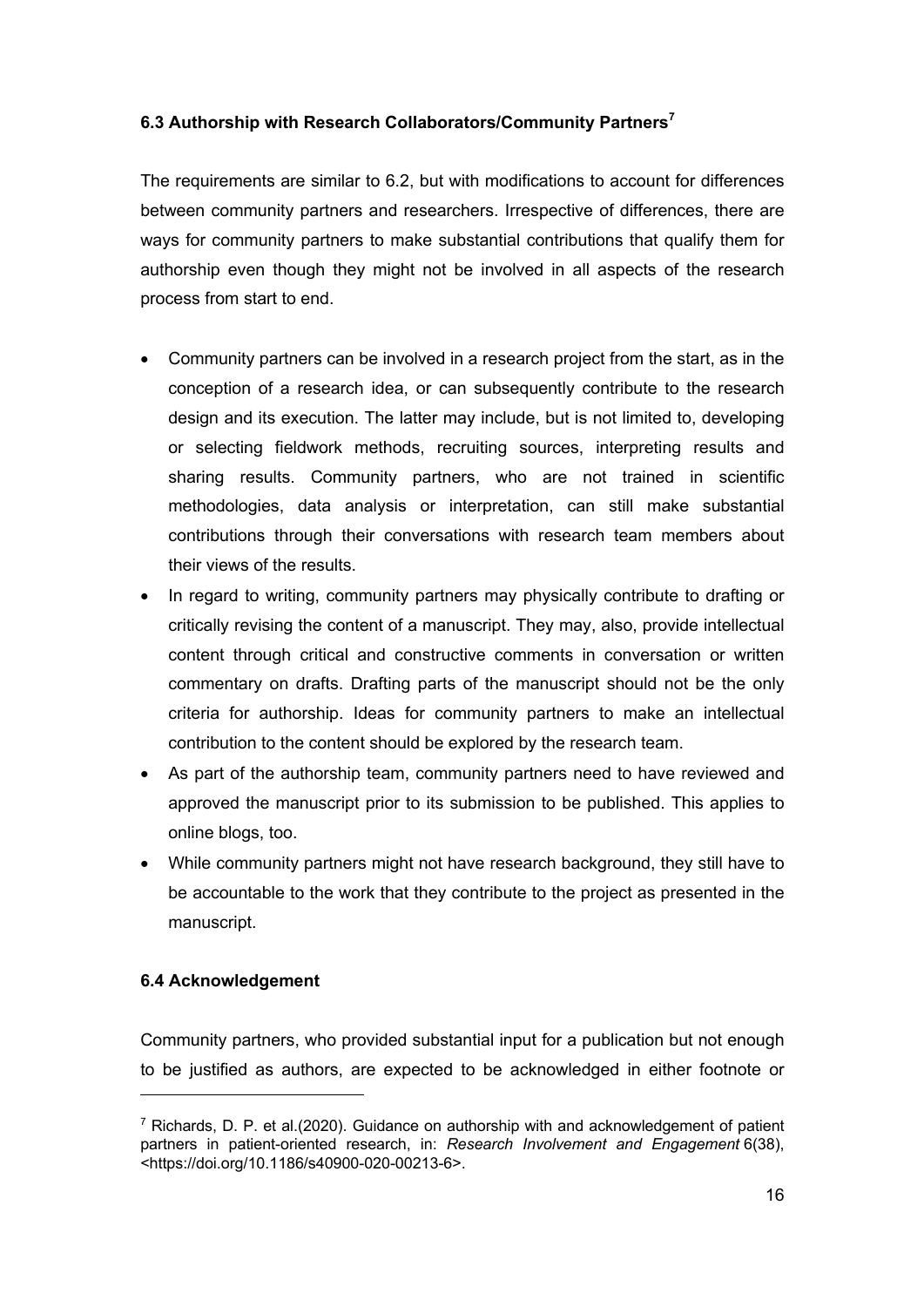### 6.3 Authorship with Research Collaborators/Community Partners[7]

The requirements are similar to 6.2, but with modifications to account for differences between community partners and researchers. Irrespective of differences, there are ways for community partners to make substantial contributions that qualify them for authorship even though they might not be involved in all aspects of the research process from start to end.

- Community partners can be involved in a research project from the start, as in the conception of a research idea, or can subsequently contribute to the research design and its execution. The latter may include, but is not limited to, developing or selecting fieldwork methods, recruiting sources, interpreting results and sharing results. Community partners, who are not trained in scientific methodologies, data analysis or interpretation, can still make substantial contributions through their conversations with research team members about their views of the results.
- In regard to writing, community partners may physically contribute to drafting or critically revising the content of a manuscript. They may, also, provide intellectual content through critical and constructive comments in conversation or written commentary on drafts. Drafting parts of the manuscript should not be the only criteria for authorship. Ideas for community partners to make an intellectual contribution to the content should be explored by the research team.
- As part of the authorship team, community partners need to have reviewed and approved the manuscript prior to its submission to be published. This applies to online blogs, too.
- While community partners might not have research background, they still have to be accountable to the work that they contribute to the project as presented in the manuscript.

### 6.4 Acknowledgement

Community partners, who provided substantial input for a publication but not enough to be justified as authors, are expected to be acknowledged in either footnote or

[7] Richards, D. P. et al.(2020). Guidance on authorship with and acknowledgement of patient partners in patient-oriented research, in: *Research Involvement and Engagement* 6(38), <https://doi.org/10.1186/s40900-020-00213-6>.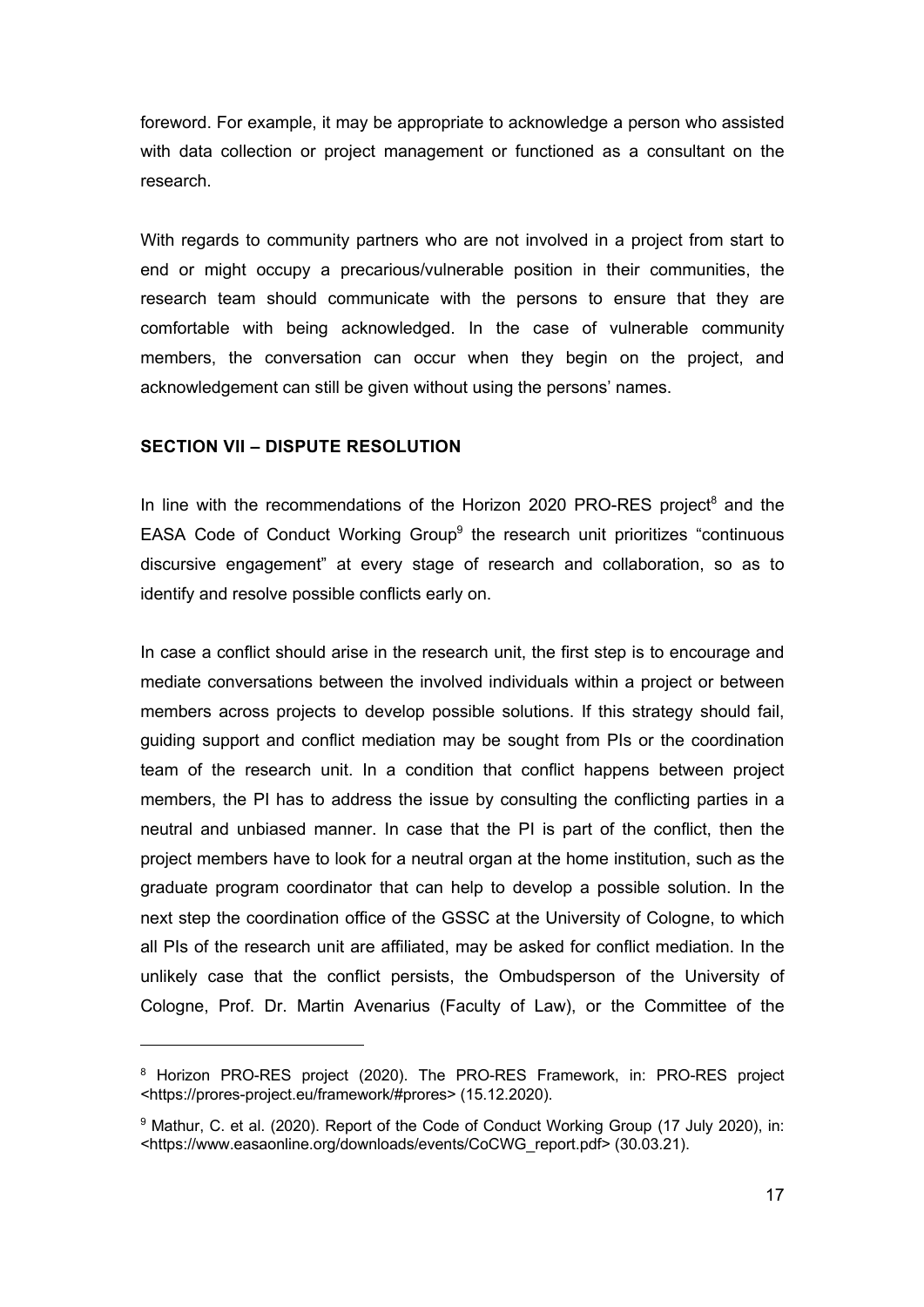foreword. For example, it may be appropriate to acknowledge a person who assisted with data collection or project management or functioned as a consultant on the research.

With regards to community partners who are not involved in a project from start to end or might occupy a precarious/vulnerable position in their communities, the research team should communicate with the persons to ensure that they are comfortable with being acknowledged. In the case of vulnerable community members, the conversation can occur when they begin on the project, and acknowledgement can still be given without using the persons' names.

**SECTION VII – DISPUTE RESOLUTION**

In line with the recommendations of the Horizon 2020 PRO-RES project[8] and the EASA Code of Conduct Working Group[9] the research unit prioritizes "continuous discursive engagement" at every stage of research and collaboration, so as to identify and resolve possible conflicts early on.

In case a conflict should arise in the research unit, the first step is to encourage and mediate conversations between the involved individuals within a project or between members across projects to develop possible solutions. If this strategy should fail, guiding support and conflict mediation may be sought from PIs or the coordination team of the research unit. In a condition that conflict happens between project members, the PI has to address the issue by consulting the conflicting parties in a neutral and unbiased manner. In case that the PI is part of the conflict, then the project members have to look for a neutral organ at the home institution, such as the graduate program coordinator that can help to develop a possible solution. In the next step the coordination office of the GSSC at the University of Cologne, to which all PIs of the research unit are affiliated, may be asked for conflict mediation. In the unlikely case that the conflict persists, the Ombudsperson of the University of Cologne, Prof. Dr. Martin Avenarius (Faculty of Law), or the Committee of the

---

[8] Horizon PRO-RES project (2020). The PRO-RES Framework, in: PRO-RES project <https://prores-project.eu/framework/#prores> (15.12.2020).

[9] Mathur, C. et al. (2020). Report of the Code of Conduct Working Group (17 July 2020), in: <https://www.easaonline.org/downloads/events/CoCWG_report.pdf> (30.03.21).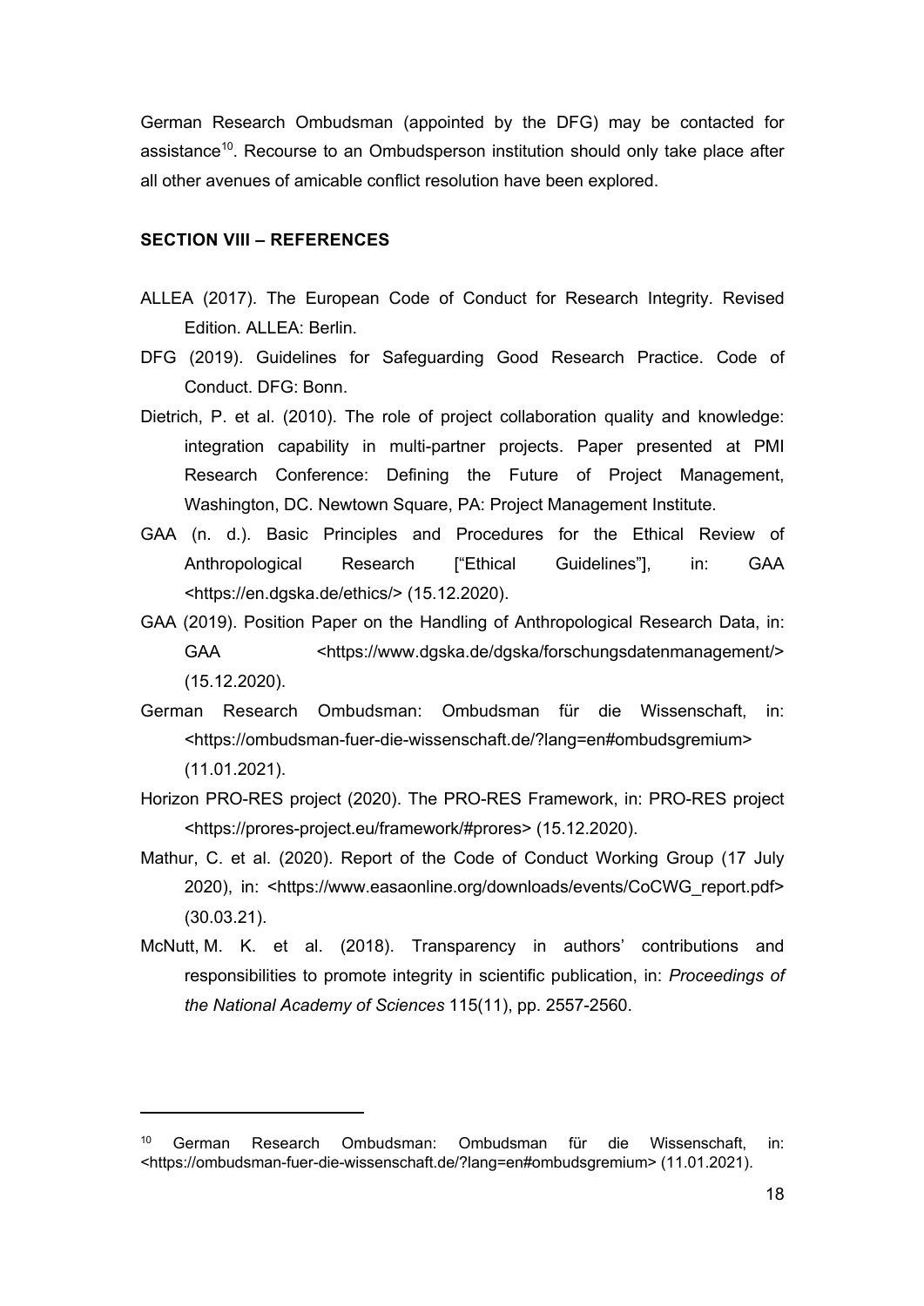German Research Ombudsman (appointed by the DFG) may be contacted for assistance[10]. Recourse to an Ombudsperson institution should only take place after all other avenues of amicable conflict resolution have been explored.

## SECTION VIII – REFERENCES

ALLEA (2017). The European Code of Conduct for Research Integrity. Revised Edition. ALLEA: Berlin.

DFG (2019). Guidelines for Safeguarding Good Research Practice. Code of Conduct. DFG: Bonn.

Dietrich, P. et al. (2010). The role of project collaboration quality and knowledge: integration capability in multi-partner projects. Paper presented at PMI Research Conference: Defining the Future of Project Management, Washington, DC. Newtown Square, PA: Project Management Institute.

GAA (n. d.). Basic Principles and Procedures for the Ethical Review of Anthropological Research ["Ethical Guidelines"], in: GAA <https://en.dgska.de/ethics/> (15.12.2020).

GAA (2019). Position Paper on the Handling of Anthropological Research Data, in: GAA <https://www.dgska.de/dgska/forschungsdatenmanagement/> (15.12.2020).

German Research Ombudsman: Ombudsman für die Wissenschaft, in: <https://ombudsman-fuer-die-wissenschaft.de/?lang=en#ombudsgremium> (11.01.2021).

Horizon PRO-RES project (2020). The PRO-RES Framework, in: PRO-RES project <https://prores-project.eu/framework/#prores> (15.12.2020).

Mathur, C. et al. (2020). Report of the Code of Conduct Working Group (17 July 2020), in: <https://www.easaonline.org/downloads/events/CoCWG_report.pdf> (30.03.21).

McNutt, M. K. et al. (2018). Transparency in authors' contributions and responsibilities to promote integrity in scientific publication, in: *Proceedings of the National Academy of Sciences* 115(11), pp. 2557-2560.

---

[10] German Research Ombudsman: Ombudsman für die Wissenschaft, in: <https://ombudsman-fuer-die-wissenschaft.de/?lang=en#ombudsgremium> (11.01.2021).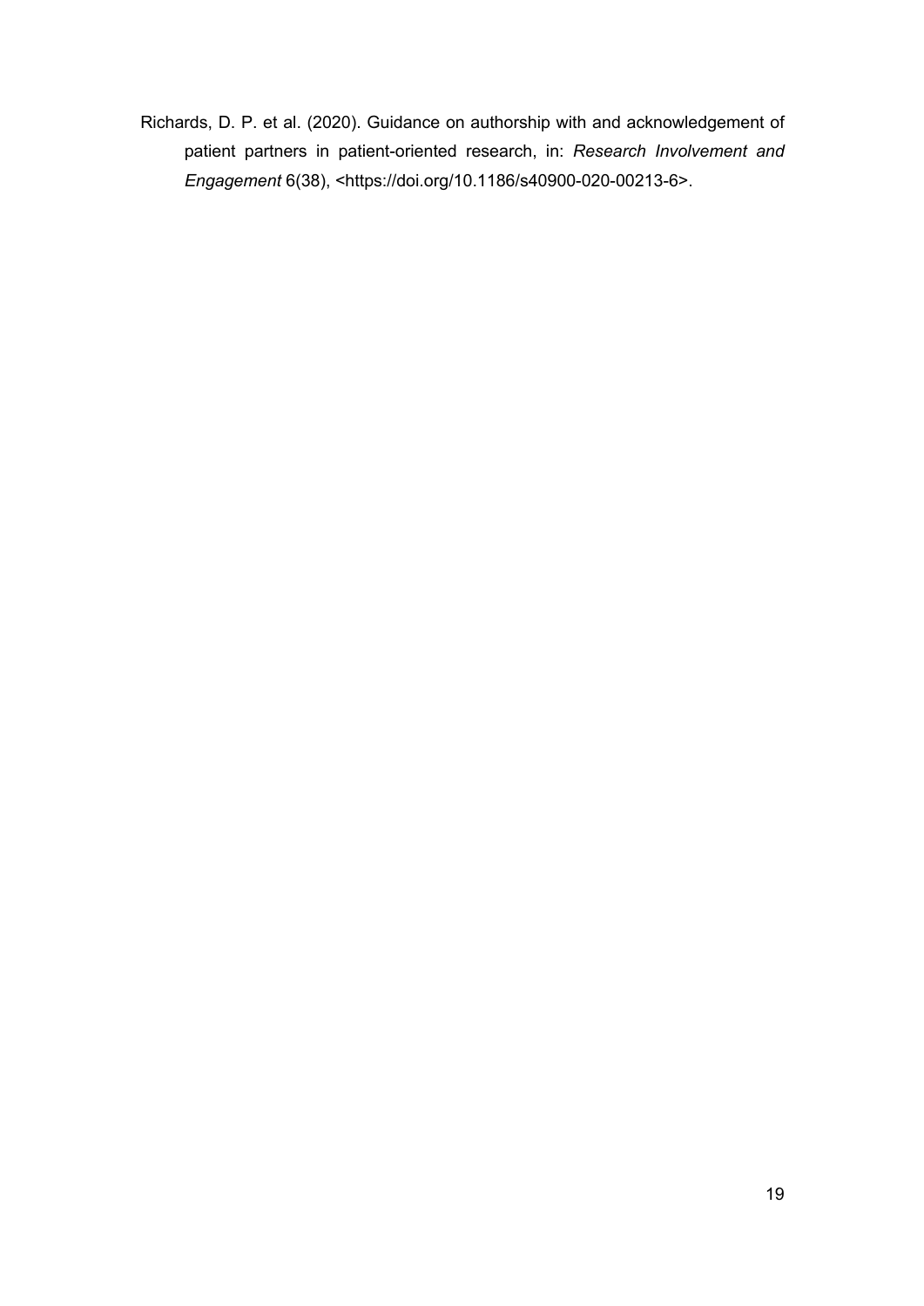Richards, D. P. et al. (2020). Guidance on authorship with and acknowledgement of patient partners in patient-oriented research, in: *Research Involvement and Engagement* 6(38), <https://doi.org/10.1186/s40900-020-00213-6>.